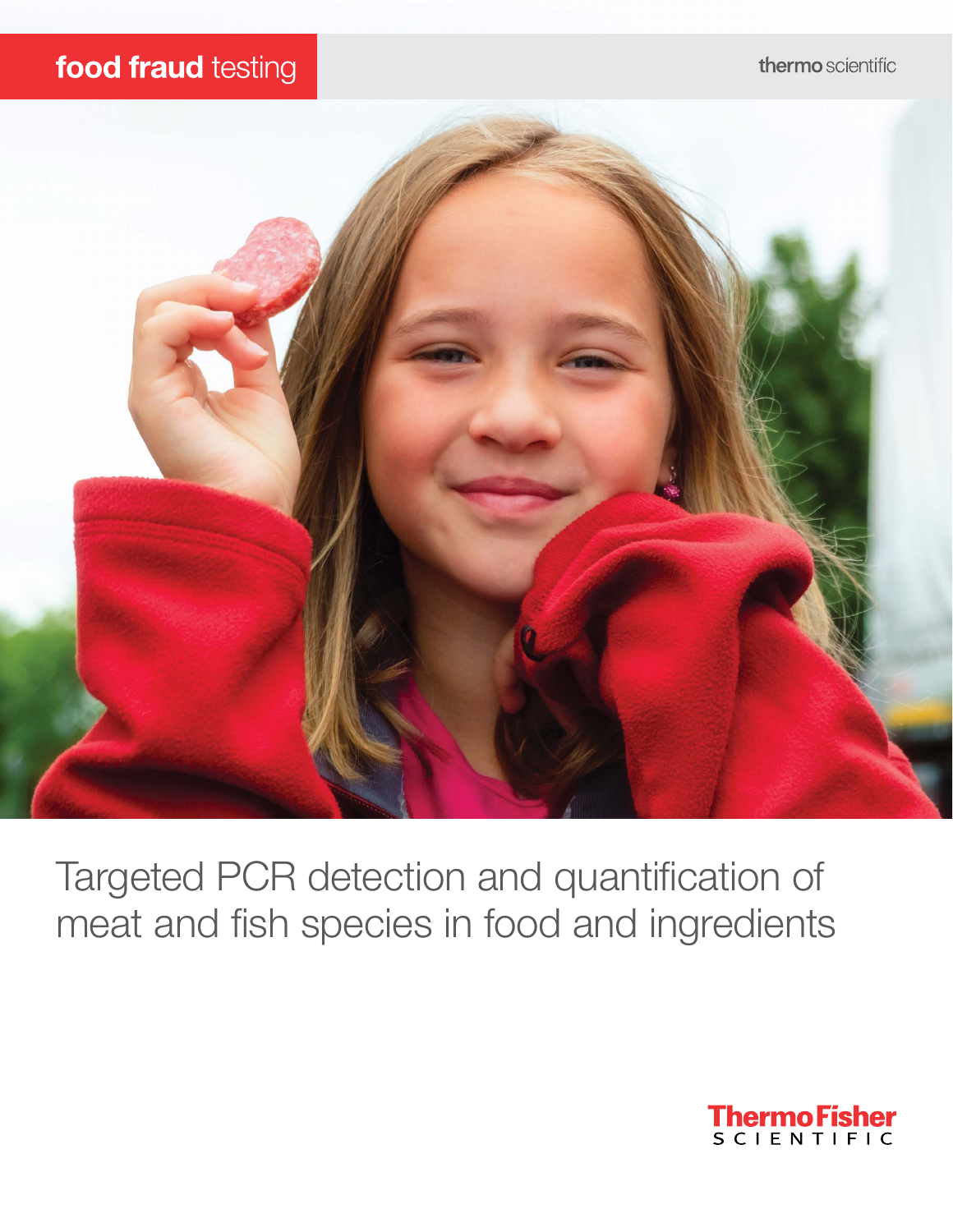**food fraud** testing

thermo scientific

# Targeted PCR detection and quantification of meat and fish species in food and ingredients

ThermoFisher SCIENTIFIC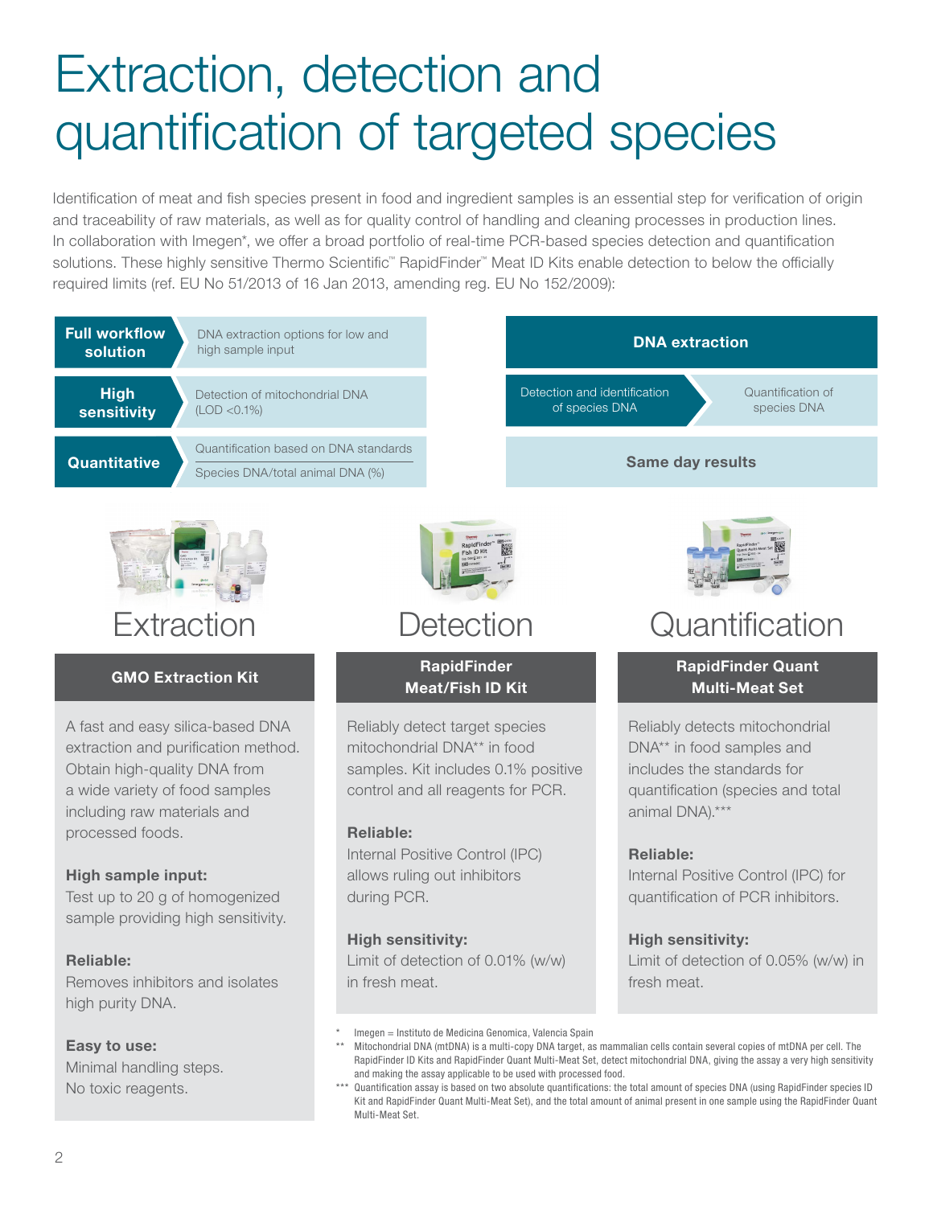# Extraction, detection and quantification of targeted species

Identification of meat and fish species present in food and ingredient samples is an essential step for verification of origin and traceability of raw materials, as well as for quality control of handling and cleaning processes in production lines. In collaboration with Imegen*, we offer a broad portfolio of real-time PCR-based species detection and quantification solutions. These highly sensitive Thermo Scientific™ RapidFinder™ Meat ID Kits enable detection to below the officially required limits (ref. EU No 51/2013 of 16 Jan 2013, amending reg. EU No 152/2009):

| | |
|---|---|
| **Full workflow solution** | DNA extraction options for low and high sample input |
| **High sensitivity** | Detection of mitochondrial DNA (LOD <0.1%) |
| **Quantitative** | Quantification based on DNA standards<br>Species DNA/total animal DNA (%) |

**DNA extraction**

Detection and identification of species DNA → Quantification of species DNA

**Same day results**

## Extraction

### GMO Extraction Kit

A fast and easy silica-based DNA extraction and purification method. Obtain high-quality DNA from a wide variety of food samples including raw materials and processed foods.

**High sample input:**
Test up to 20 g of homogenized sample providing high sensitivity.

**Reliable:**
Removes inhibitors and isolates high purity DNA.

**Easy to use:**
Minimal handling steps.
No toxic reagents.

## Detection

### RapidFinder Meat/Fish ID Kit

Reliably detect target species mitochondrial DNA** in food samples. Kit includes 0.1% positive control and all reagents for PCR.

**Reliable:**
Internal Positive Control (IPC) allows ruling out inhibitors during PCR.

**High sensitivity:**
Limit of detection of 0.01% (w/w) in fresh meat.

## Quantification

### RapidFinder Quant Multi-Meat Set

Reliably detects mitochondrial DNA** in food samples and includes the standards for quantification (species and total animal DNA).***

**Reliable:**
Internal Positive Control (IPC) for quantification of PCR inhibitors.

**High sensitivity:**
Limit of detection of 0.05% (w/w) in fresh meat.

\* Imegen = Instituto de Medicina Genomica, Valencia Spain

** Mitochondrial DNA (mtDNA) is a multi-copy DNA target, as mammalian cells contain several copies of mtDNA per cell. The RapidFinder ID Kits and RapidFinder Quant Multi-Meat Set, detect mitochondrial DNA, giving the assay a very high sensitivity and making the assay applicable to be used with processed food.

*** Quantification assay is based on two absolute quantifications: the total amount of species DNA (using RapidFinder species ID Kit and RapidFinder Quant Multi-Meat Set), and the total amount of animal present in one sample using the RapidFinder Quant Multi-Meat Set.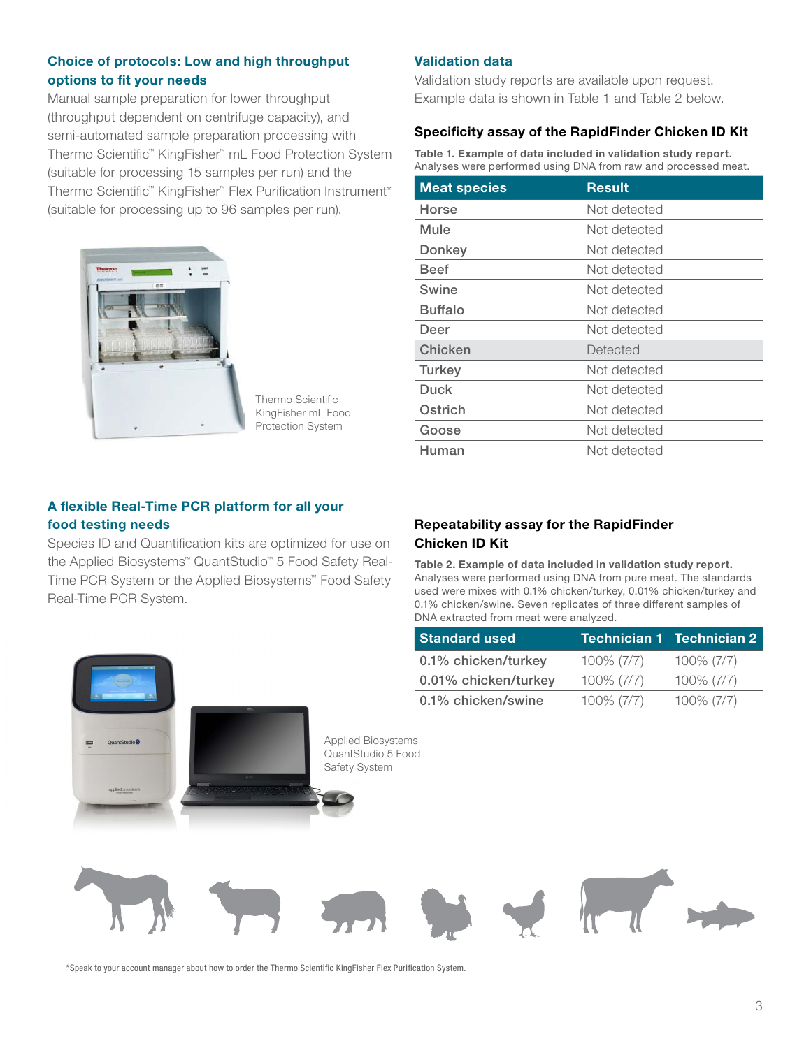## Choice of protocols: Low and high throughput options to fit your needs

Manual sample preparation for lower throughput (throughput dependent on centrifuge capacity), and semi-automated sample preparation processing with Thermo Scientific™ KingFisher™ mL Food Protection System (suitable for processing 15 samples per run) and the Thermo Scientific™ KingFisher™ Flex Purification Instrument* (suitable for processing up to 96 samples per run).

Thermo Scientific KingFisher mL Food Protection System

## A flexible Real-Time PCR platform for all your food testing needs

Species ID and Quantification kits are optimized for use on the Applied Biosystems™ QuantStudio™ 5 Food Safety Real-Time PCR System or the Applied Biosystems™ Food Safety Real-Time PCR System.

Applied Biosystems QuantStudio 5 Food Safety System

## Validation data

Validation study reports are available upon request. Example data is shown in Table 1 and Table 2 below.

### Specificity assay of the RapidFinder Chicken ID Kit

**Table 1. Example of data included in validation study report.** Analyses were performed using DNA from raw and processed meat.

| Meat species | Result |
| --- | --- |
| Horse | Not detected |
| Mule | Not detected |
| Donkey | Not detected |
| Beef | Not detected |
| Swine | Not detected |
| Buffalo | Not detected |
| Deer | Not detected |
| Chicken | Detected |
| Turkey | Not detected |
| Duck | Not detected |
| Ostrich | Not detected |
| Goose | Not detected |
| Human | Not detected |

### Repeatability assay for the RapidFinder Chicken ID Kit

**Table 2. Example of data included in validation study report.** Analyses were performed using DNA from pure meat. The standards used were mixes with 0.1% chicken/turkey, 0.01% chicken/turkey and 0.1% chicken/swine. Seven replicates of three different samples of DNA extracted from meat were analyzed.

| Standard used | Technician 1 | Technician 2 |
| --- | --- | --- |
| 0.1% chicken/turkey | 100% (7/7) | 100% (7/7) |
| 0.01% chicken/turkey | 100% (7/7) | 100% (7/7) |
| 0.1% chicken/swine | 100% (7/7) | 100% (7/7) |

*Speak to your account manager about how to order the Thermo Scientific KingFisher Flex Purification System.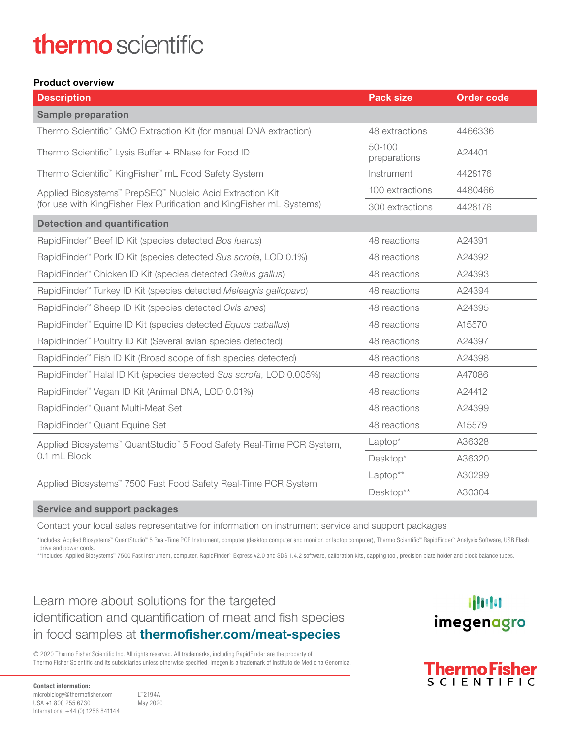# thermo scientific

**Product overview**

| Description | Pack size | Order code |
|---|---|---|
| **Sample preparation** | | |
| Thermo Scientific™ GMO Extraction Kit (for manual DNA extraction) | 48 extractions | 4466336 |
| Thermo Scientific™ Lysis Buffer + RNase for Food ID | 50-100 preparations | A24401 |
| Thermo Scientific™ KingFisher™ mL Food Safety System | Instrument | 4428176 |
| Applied Biosystems™ PrepSEQ™ Nucleic Acid Extraction Kit (for use with KingFisher Flex Purification and KingFisher mL Systems) | 100 extractions | 4480466 |
| | 300 extractions | 4428176 |
| **Detection and quantification** | | |
| RapidFinder™ Beef ID Kit (species detected *Bos luarus*) | 48 reactions | A24391 |
| RapidFinder™ Pork ID Kit (species detected *Sus scrofa*, LOD 0.1%) | 48 reactions | A24392 |
| RapidFinder™ Chicken ID Kit (species detected *Gallus gallus*) | 48 reactions | A24393 |
| RapidFinder™ Turkey ID Kit (species detected *Meleagris gallopavo*) | 48 reactions | A24394 |
| RapidFinder™ Sheep ID Kit (species detected *Ovis aries*) | 48 reactions | A24395 |
| RapidFinder™ Equine ID Kit (species detected *Equus caballus*) | 48 reactions | A15570 |
| RapidFinder™ Poultry ID Kit (Several avian species detected) | 48 reactions | A24397 |
| RapidFinder™ Fish ID Kit (Broad scope of fish species detected) | 48 reactions | A24398 |
| RapidFinder™ Halal ID Kit (species detected *Sus scrofa*, LOD 0.005%) | 48 reactions | A47086 |
| RapidFinder™ Vegan ID Kit (Animal DNA, LOD 0.01%) | 48 reactions | A24412 |
| RapidFinder™ Quant Multi-Meat Set | 48 reactions | A24399 |
| RapidFinder™ Quant Equine Set | 48 reactions | A15579 |
| Applied Biosystems™ QuantStudio™ 5 Food Safety Real-Time PCR System, 0.1 mL Block | Laptop* | A36328 |
| | Desktop* | A36320 |
| Applied Biosystems™ 7500 Fast Food Safety Real-Time PCR System | Laptop** | A30299 |
| | Desktop** | A30304 |
| **Service and support packages** | | |
| Contact your local sales representative for information on instrument service and support packages | | |

*Includes: Applied Biosystems™ QuantStudio™ 5 Real-Time PCR Instrument, computer (desktop computer and monitor, or laptop computer), Thermo Scientific™ RapidFinder™ Analysis Software, USB Flash drive and power cords.
**Includes: Applied Biosystems™ 7500 Fast Instrument, computer, RapidFinder™ Express v2.0 and SDS 1.4.2 software, calibration kits, capping tool, precision plate holder and block balance tubes.

Learn more about solutions for the targeted identification and quantification of meat and fish species in food samples at **thermofisher.com/meat-species**

imegenagro

© 2020 Thermo Fisher Scientific Inc. All rights reserved. All trademarks, including RapidFinder are the property of Thermo Fisher Scientific and its subsidiaries unless otherwise specified. Imegen is a trademark of Instituto de Medicina Genomica.

ThermoFisher SCIENTIFIC

**Contact information:**
microbiology@thermofisher.com
USA +1 800 255 6730
International +44 (0) 1256 841144

LT2194A
May 2020